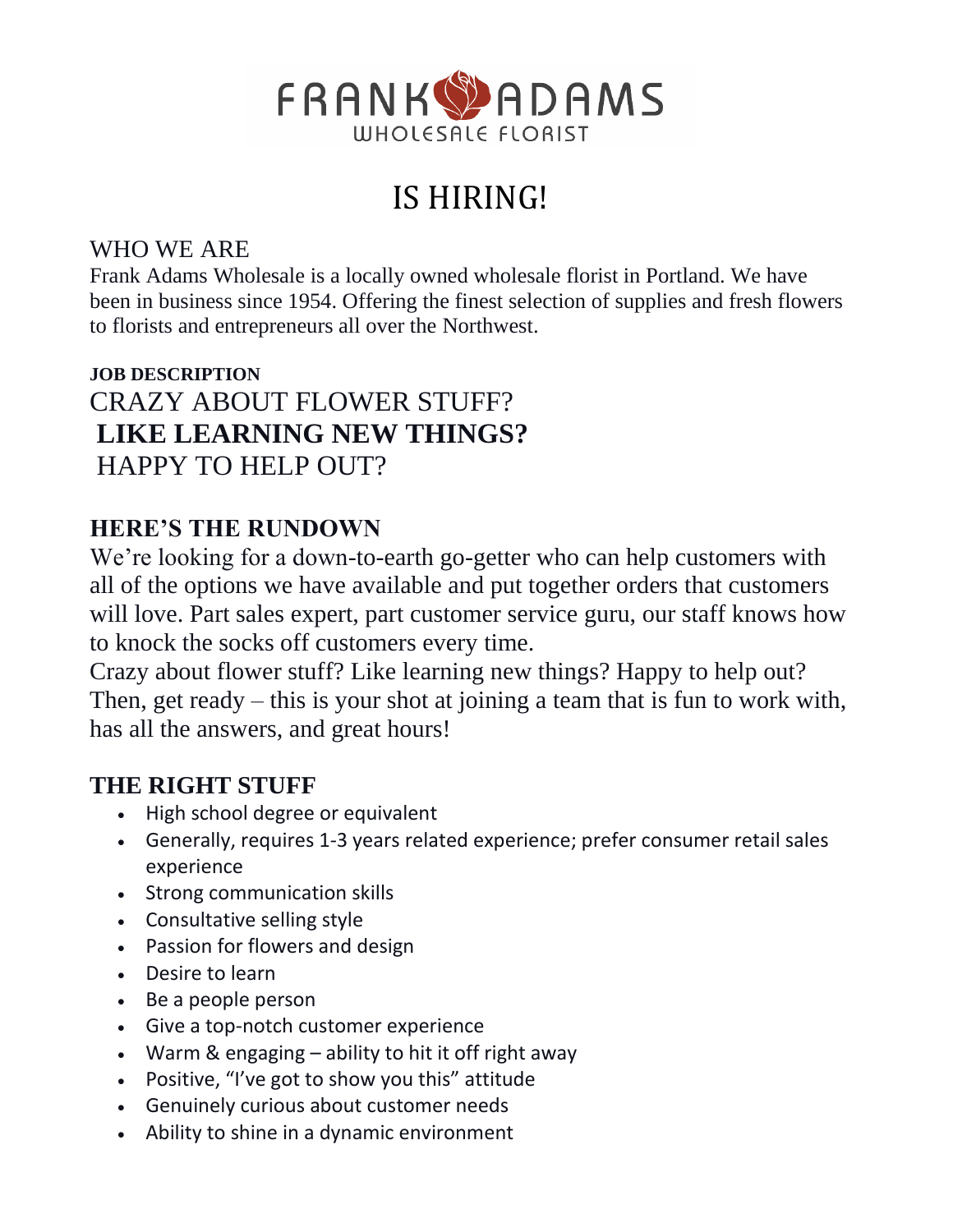FRANK ADAMS
WHOLESALE FLORIST

# IS HIRING!

WHO WE ARE

Frank Adams Wholesale is a locally owned wholesale florist in Portland. We have been in business since 1954. Offering the finest selection of supplies and fresh flowers to florists and entrepreneurs all over the Northwest.

**JOB DESCRIPTION**

CRAZY ABOUT FLOWER STUFF?

**LIKE LEARNING NEW THINGS?**

HAPPY TO HELP OUT?

## HERE'S THE RUNDOWN

We're looking for a down-to-earth go-getter who can help customers with all of the options we have available and put together orders that customers will love. Part sales expert, part customer service guru, our staff knows how to knock the socks off customers every time.

Crazy about flower stuff? Like learning new things? Happy to help out? Then, get ready – this is your shot at joining a team that is fun to work with, has all the answers, and great hours!

## THE RIGHT STUFF

- High school degree or equivalent
- Generally, requires 1-3 years related experience; prefer consumer retail sales experience
- Strong communication skills
- Consultative selling style
- Passion for flowers and design
- Desire to learn
- Be a people person
- Give a top-notch customer experience
- Warm & engaging – ability to hit it off right away
- Positive, "I've got to show you this" attitude
- Genuinely curious about customer needs
- Ability to shine in a dynamic environment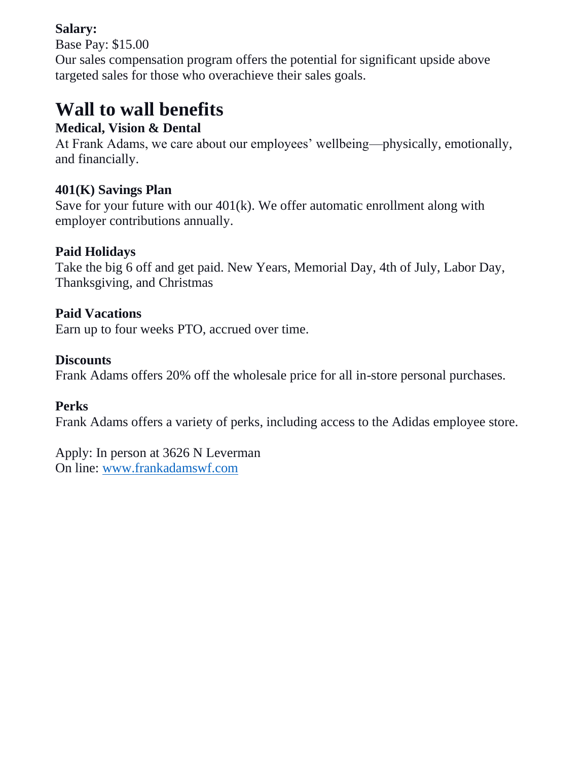**Salary:**
Base Pay: $15.00
Our sales compensation program offers the potential for significant upside above targeted sales for those who overachieve their sales goals.

# Wall to wall benefits

**Medical, Vision & Dental**
At Frank Adams, we care about our employees' wellbeing—physically, emotionally, and financially.

**401(K) Savings Plan**
Save for your future with our 401(k). We offer automatic enrollment along with employer contributions annually.

**Paid Holidays**
Take the big 6 off and get paid. New Years, Memorial Day, 4th of July, Labor Day, Thanksgiving, and Christmas

**Paid Vacations**
Earn up to four weeks PTO, accrued over time.

**Discounts**
Frank Adams offers 20% off the wholesale price for all in-store personal purchases.

**Perks**
Frank Adams offers a variety of perks, including access to the Adidas employee store.

Apply: In person at 3626 N Leverman
On line: [www.frankadamswf.com](http://www.frankadamswf.com)